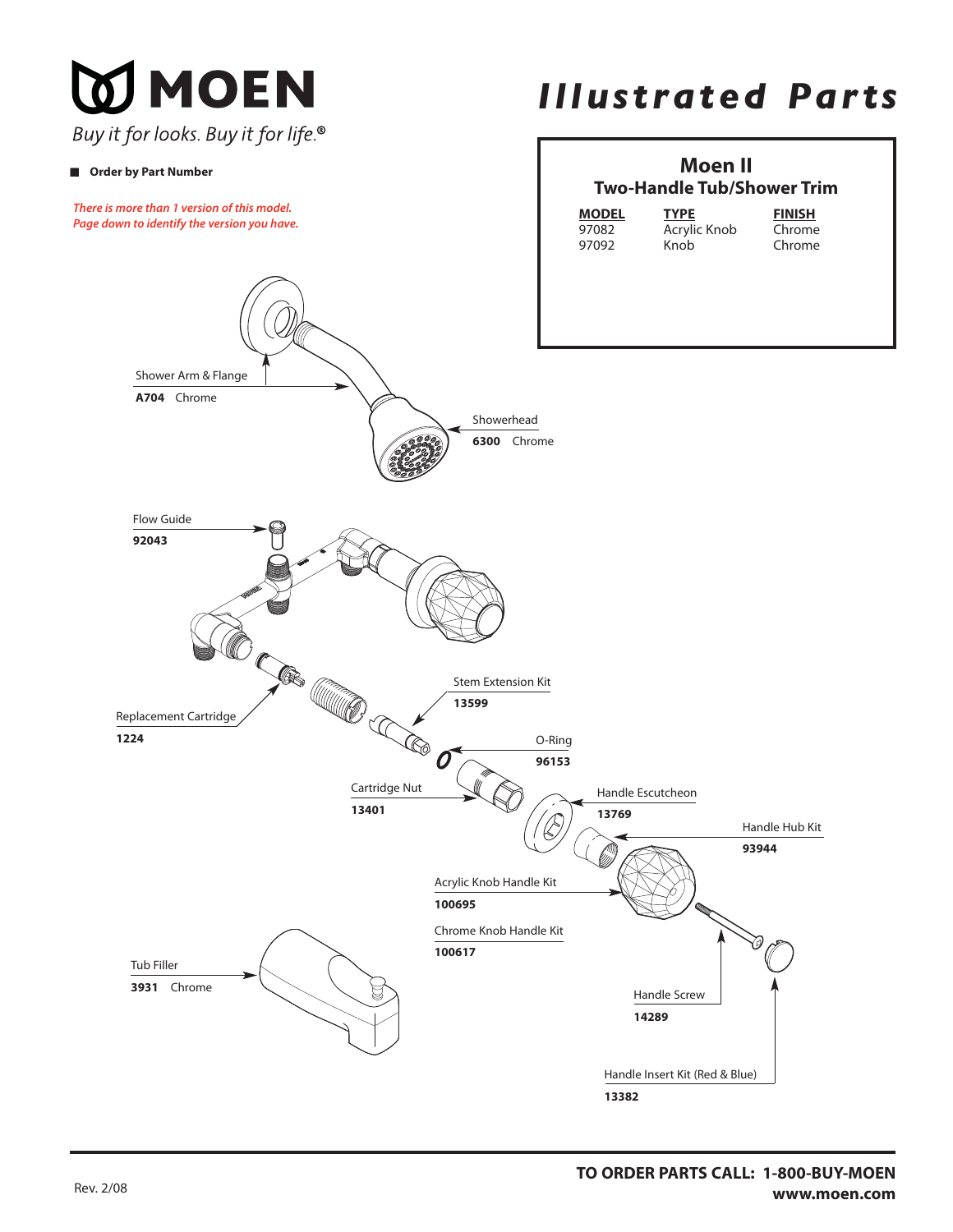# MOEN

*Buy it for looks. Buy it for life.®*

# *Illustrated Parts*

- **Order by Part Number**

*There is more than 1 version of this model.*
*Page down to identify the version you have.*

## Moen II
### Two-Handle Tub/Shower Trim

| MODEL | TYPE | FINISH |
| --- | --- | --- |
| 97082 | Acrylic Knob | Chrome |
| 97092 | Knob | Chrome |

Shower Arm & Flange
**A704** Chrome

Showerhead
**6300** Chrome

Flow Guide
**92043**

Stem Extension Kit
**13599**

Replacement Cartridge
**1224**

O-Ring
**96153**

Cartridge Nut
**13401**

Handle Escutcheon
**13769**

Handle Hub Kit
**93944**

Acrylic Knob Handle Kit
**100695**

Chrome Knob Handle Kit
**100617**

Tub Filler
**3931** Chrome

Handle Screw
**14289**

Handle Insert Kit (Red & Blue)
**13382**

Rev. 2/08

**TO ORDER PARTS CALL: 1-800-BUY-MOEN**
**www.moen.com**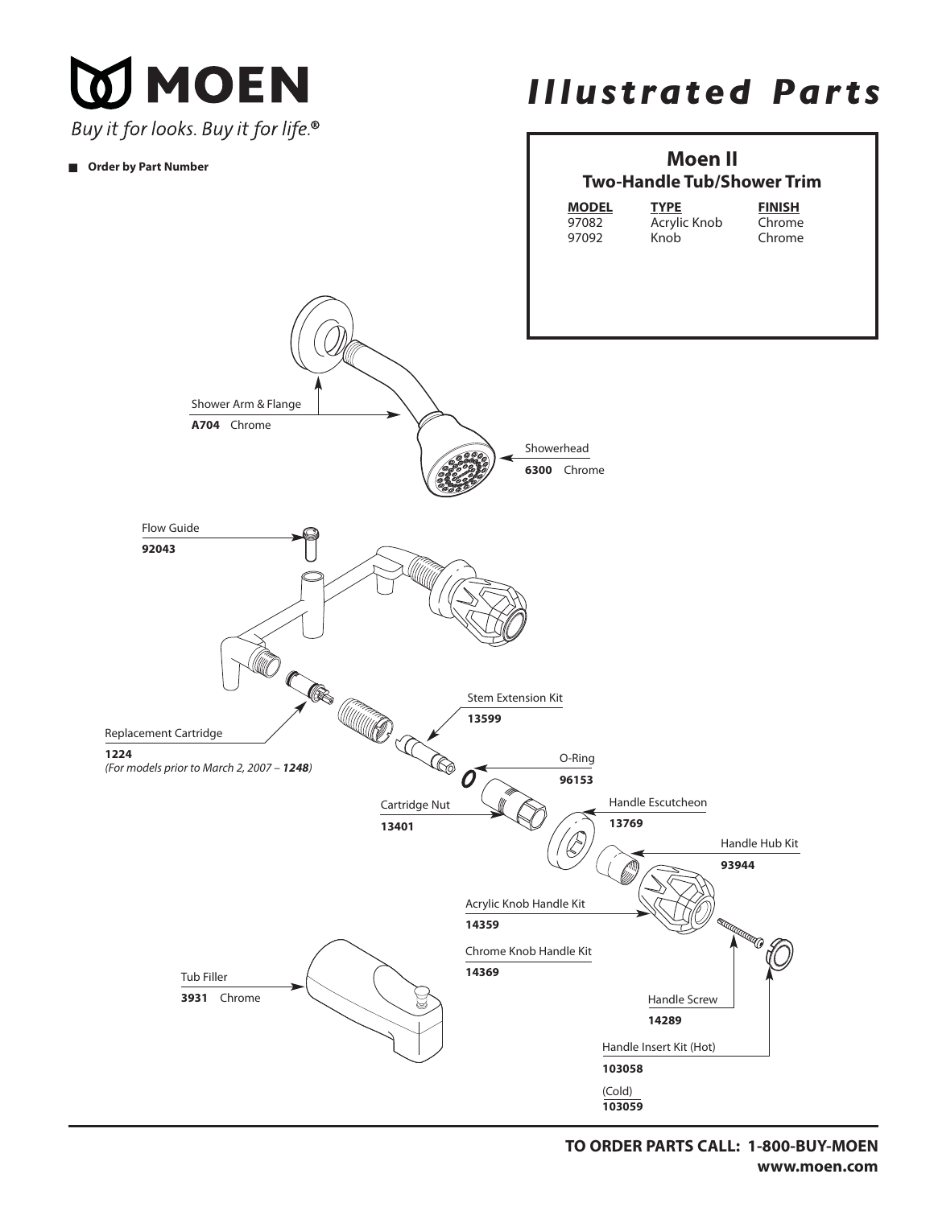# MOEN

*Buy it for looks. Buy it for life.®*

# *Illustrated Parts*

- **Order by Part Number**

## Moen II
### Two-Handle Tub/Shower Trim

| MODEL | TYPE | FINISH |
|---|---|---|
| 97082 | Acrylic Knob | Chrome |
| 97092 | Knob | Chrome |

Shower Arm & Flange
**A704** Chrome

Showerhead
**6300** Chrome

Flow Guide
**92043**

Stem Extension Kit
**13599**

Replacement Cartridge
**1224**
*(For models prior to March 2, 2007 – **1248**)*

O-Ring
**96153**

Cartridge Nut
**13401**

Handle Escutcheon
**13769**

Handle Hub Kit
**93944**

Acrylic Knob Handle Kit
**14359**

Chrome Knob Handle Kit
**14369**

Tub Filler
**3931** Chrome

Handle Screw
**14289**

Handle Insert Kit (Hot)
**103058**

(Cold)
**103059**

**TO ORDER PARTS CALL: 1-800-BUY-MOEN**
**www.moen.com**